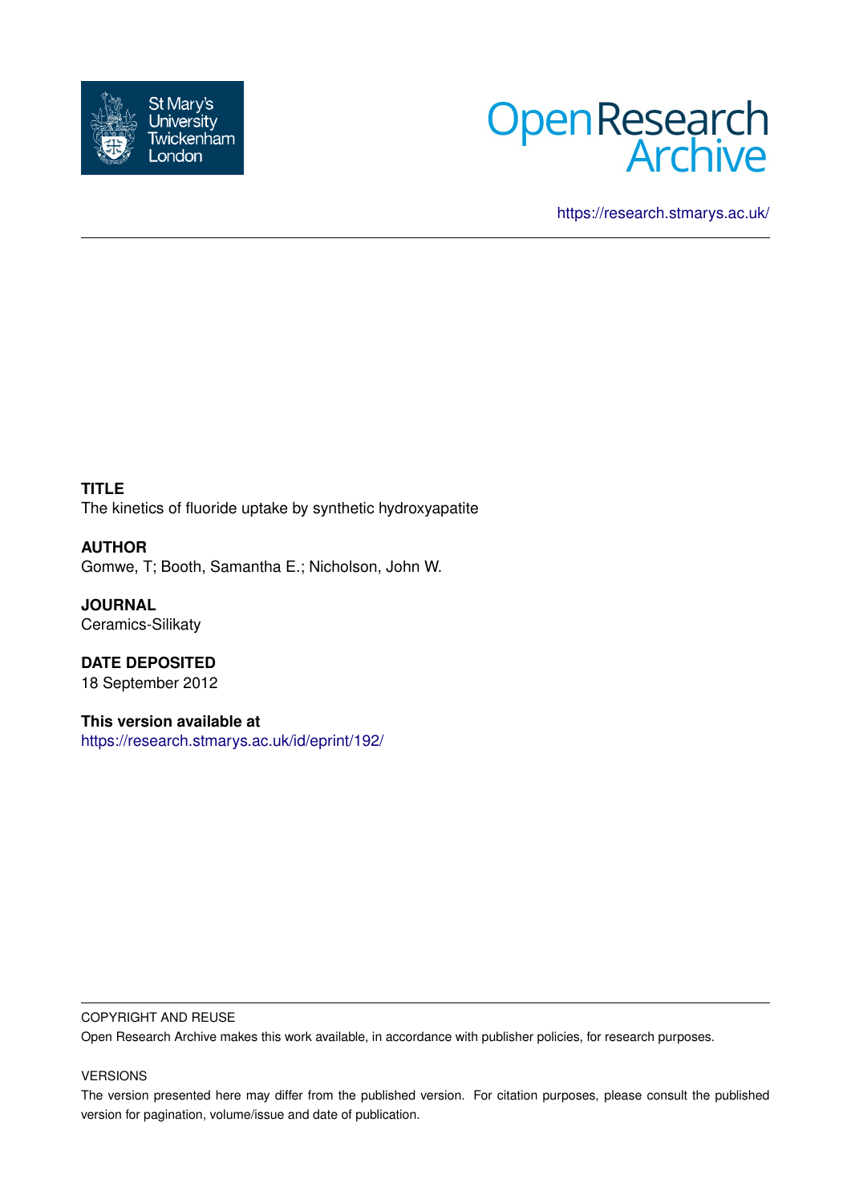St Mary's University Twickenham London

Open Research Archive

https://research.stmarys.ac.uk/

**TITLE**
The kinetics of fluoride uptake by synthetic hydroxyapatite

**AUTHOR**
Gomwe, T; Booth, Samantha E.; Nicholson, John W.

**JOURNAL**
Ceramics-Silikaty

**DATE DEPOSITED**
18 September 2012

**This version available at**
https://research.stmarys.ac.uk/id/eprint/192/

COPYRIGHT AND REUSE

Open Research Archive makes this work available, in accordance with publisher policies, for research purposes.

VERSIONS

The version presented here may differ from the published version. For citation purposes, please consult the published version for pagination, volume/issue and date of publication.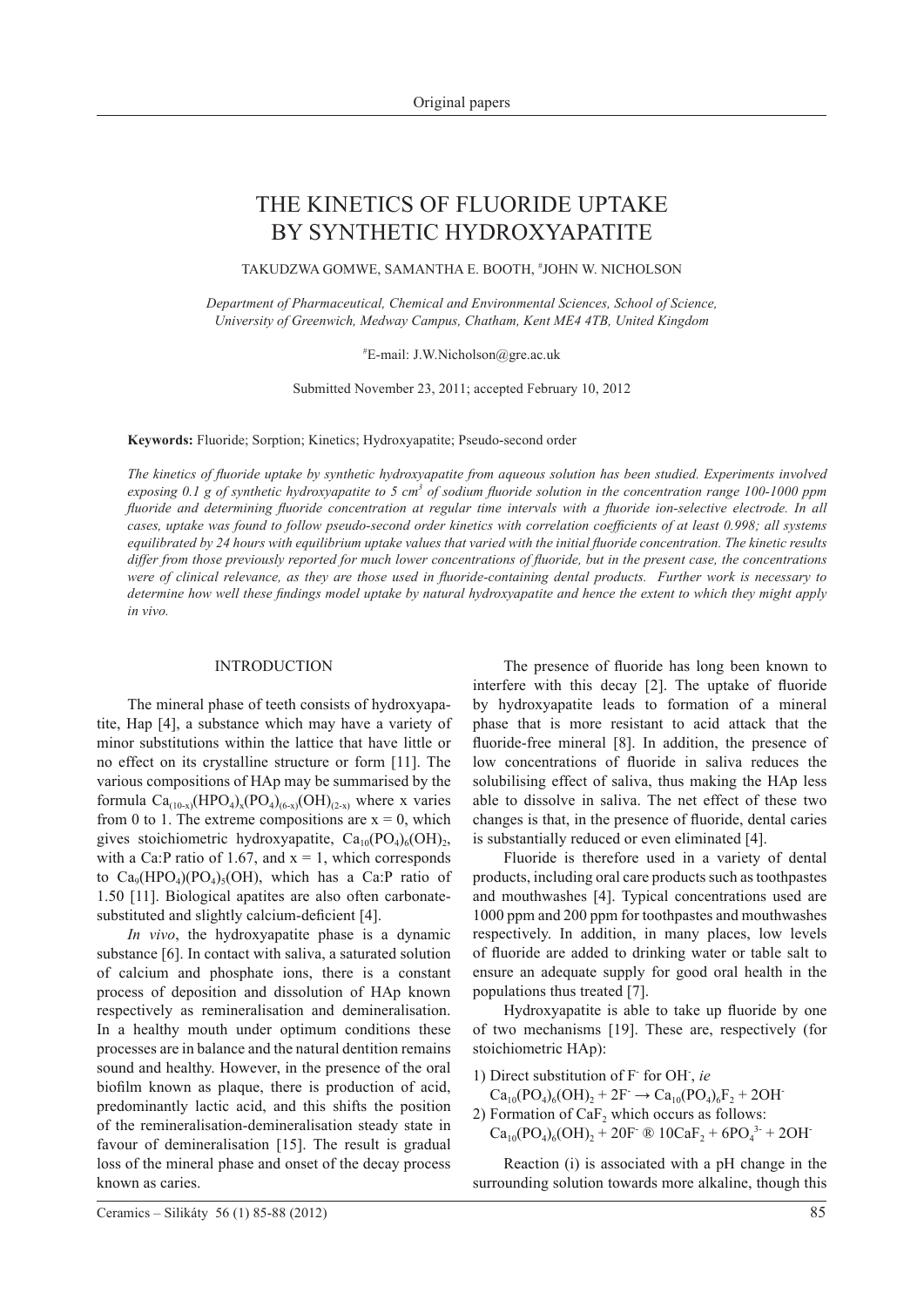# THE KINETICS OF FLUORIDE UPTAKE BY SYNTHETIC HYDROXYAPATITE

TAKUDZWA GOMWE, SAMANTHA E. BOOTH, #JOHN W. NICHOLSON

*Department of Pharmaceutical, Chemical and Environmental Sciences, School of Science, University of Greenwich, Medway Campus, Chatham, Kent ME4 4TB, United Kingdom*

#E-mail: J.W.Nicholson@gre.ac.uk

Submitted November 23, 2011; accepted February 10, 2012

**Keywords:** Fluoride; Sorption; Kinetics; Hydroxyapatite; Pseudo-second order

*The kinetics of fluoride uptake by synthetic hydroxyapatite from aqueous solution has been studied. Experiments involved exposing 0.1 g of synthetic hydroxyapatite to 5 cm$^3$ of sodium fluoride solution in the concentration range 100-1000 ppm fluoride and determining fluoride concentration at regular time intervals with a fluoride ion-selective electrode. In all cases, uptake was found to follow pseudo-second order kinetics with correlation coefficients of at least 0.998; all systems equilibrated by 24 hours with equilibrium uptake values that varied with the initial fluoride concentration. The kinetic results differ from those previously reported for much lower concentrations of fluoride, but in the present case, the concentrations were of clinical relevance, as they are those used in fluoride-containing dental products. Further work is necessary to determine how well these findings model uptake by natural hydroxyapatite and hence the extent to which they might apply in vivo.*

## INTRODUCTION

The mineral phase of teeth consists of hydroxyapatite, Hap [4], a substance which may have a variety of minor substitutions within the lattice that have little or no effect on its crystalline structure or form [11]. The various compositions of HAp may be summarised by the formula $Ca_{(10-x)}(HPO_4)_x(PO_4)_{(6-x)}(OH)_{(2-x)}$ where x varies from 0 to 1. The extreme compositions are x = 0, which gives stoichiometric hydroxyapatite, $Ca_{10}(PO_4)_6(OH)_2$, with a Ca:P ratio of 1.67, and x = 1, which corresponds to $Ca_9(HPO_4)(PO_4)_5(OH)$, which has a Ca:P ratio of 1.50 [11]. Biological apatites are also often carbonate-substituted and slightly calcium-deficient [4].

*In vivo*, the hydroxyapatite phase is a dynamic substance [6]. In contact with saliva, a saturated solution of calcium and phosphate ions, there is a constant process of deposition and dissolution of HAp known respectively as remineralisation and demineralisation. In a healthy mouth under optimum conditions these processes are in balance and the natural dentition remains sound and healthy. However, in the presence of the oral biofilm known as plaque, there is production of acid, predominantly lactic acid, and this shifts the position of the remineralisation-demineralisation steady state in favour of demineralisation [15]. The result is gradual loss of the mineral phase and onset of the decay process known as caries.

The presence of fluoride has long been known to interfere with this decay [2]. The uptake of fluoride by hydroxyapatite leads to formation of a mineral phase that is more resistant to acid attack that the fluoride-free mineral [8]. In addition, the presence of low concentrations of fluoride in saliva reduces the solubilising effect of saliva, thus making the HAp less able to dissolve in saliva. The net effect of these two changes is that, in the presence of fluoride, dental caries is substantially reduced or even eliminated [4].

Fluoride is therefore used in a variety of dental products, including oral care products such as toothpastes and mouthwashes [4]. Typical concentrations used are 1000 ppm and 200 ppm for toothpastes and mouthwashes respectively. In addition, in many places, low levels of fluoride are added to drinking water or table salt to ensure an adequate supply for good oral health in the populations thus treated [7].

Hydroxyapatite is able to take up fluoride by one of two mechanisms [19]. These are, respectively (for stoichiometric HAp):

1) Direct substitution of $F^-$ for $OH^-$, *ie*
   $Ca_{10}(PO_4)_6(OH)_2 + 2F^- \rightarrow Ca_{10}(PO_4)_6F_2 + 2OH^-$
2) Formation of $CaF_2$ which occurs as follows:
   $Ca_{10}(PO_4)_6(OH)_2 + 20F^-$ ® $10CaF_2 + 6PO_4^{3-} + 2OH^-$

Reaction (i) is associated with a pH change in the surrounding solution towards more alkaline, though this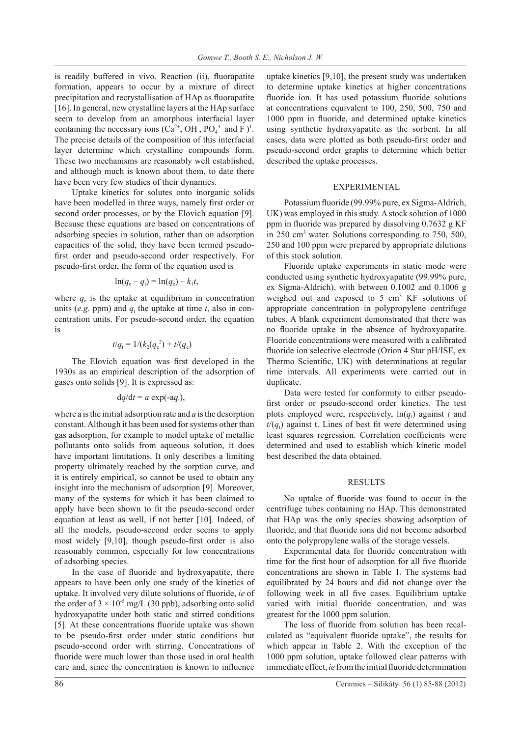is readily buffered in vivo. Reaction (ii), fluorapatite formation, appears to occur by a mixture of direct precipitation and recrystallisation of HAp as fluorapatite [16]. In general, new crystalline layers at the HAp surface seem to develop from an amorphous interfacial layer containing the necessary ions ($Ca^{2+}$, $OH^-$, $PO_4^{3-}$ and $F^-$)[1]. The precise details of the composition of this interfacial layer determine which crystalline compounds form. These two mechanisms are reasonably well established, and although much is known about them, to date there have been very few studies of their dynamics.

Uptake kinetics for solutes onto inorganic solids have been modelled in three ways, namely first order or second order processes, or by the Elovich equation [9]. Because these equations are based on concentrations of adsorbing species in solution, rather than on adsorption capacities of the solid, they have been termed pseudo-first order and pseudo-second order respectively. For pseudo-first order, the form of the equation used is

$$\ln(q_e - q_t) = \ln(q_e) - k_1 t,$$

where $q_e$ is the uptake at equilibrium in concentration units (*e.g.* ppm) and $q_t$ the uptake at time $t$, also in concentration units. For pseudo-second order, the equation is

$$t/q_t = 1/(k_2(q_e^2) + t/(q_e)$$

The Elovich equation was first developed in the 1930s as an empirical description of the adsorption of gases onto solids [9]. It is expressed as:

$$dq/dt = a \exp(-aq_t),$$

where a is the initial adsorption rate and $a$ is the desorption constant. Although it has been used for systems other than gas adsorption, for example to model uptake of metallic pollutants onto solids from aqueous solution, it does have important limitations. It only describes a limiting property ultimately reached by the sorption curve, and it is entirely empirical, so cannot be used to obtain any insight into the mechanism of adsorption [9]. Moreover, many of the systems for which it has been claimed to apply have been shown to fit the pseudo-second order equation at least as well, if not better [10]. Indeed, of all the models, pseudo-second order seems to apply most widely [9,10], though pseudo-first order is also reasonably common, especially for low concentrations of adsorbing species.

In the case of fluoride and hydroxyapatite, there appears to have been only one study of the kinetics of uptake. It involved very dilute solutions of fluoride, *ie* of the order of $3 \times 10^{-5}$ mg/L (30 ppb), adsorbing onto solid hydroxyapatite under both static and stirred conditions [5]. At these concentrations fluoride uptake was shown to be pseudo-first order under static conditions but pseudo-second order with stirring. Concentrations of fluoride were much lower than those used in oral health care and, since the concentration is known to influence uptake kinetics [9,10], the present study was undertaken to determine uptake kinetics at higher concentrations fluoride ion. It has used potassium fluoride solutions at concentrations equivalent to 100, 250, 500, 750 and 1000 ppm in fluoride, and determined uptake kinetics using synthetic hydroxyapatite as the sorbent. In all cases, data were plotted as both pseudo-first order and pseudo-second order graphs to determine which better described the uptake processes.

## EXPERIMENTAL

Potassium fluoride (99.99% pure, ex Sigma-Aldrich, UK) was employed in this study. A stock solution of 1000 ppm in fluoride was prepared by dissolving 0.7632 g KF in 250 cm$^3$ water. Solutions corresponding to 750, 500, 250 and 100 ppm were prepared by appropriate dilutions of this stock solution.

Fluoride uptake experiments in static mode were conducted using synthetic hydroxyapatite (99.99% pure, ex Sigma-Aldrich), with between 0.1002 and 0.1006 g weighed out and exposed to 5 cm$^3$ KF solutions of appropriate concentration in polypropylene centrifuge tubes. A blank experiment demonstrated that there was no fluoride uptake in the absence of hydroxyapatite. Fluoride concentrations were measured with a calibrated fluoride ion selective electrode (Orion 4 Star pH/ISE, ex Thermo Scientific, UK) with determinations at regular time intervals. All experiments were carried out in duplicate.

Data were tested for conformity to either pseudo-first order or pseudo-second order kinetics. The test plots employed were, respectively, $\ln(q_t)$ against $t$ and $t/(q_t)$ against t. Lines of best fit were determined using least squares regression. Correlation coefficients were determined and used to establish which kinetic model best described the data obtained.

## RESULTS

No uptake of fluoride was found to occur in the centrifuge tubes containing no HAp. This demonstrated that HAp was the only species showing adsorption of fluoride, and that fluoride ions did not become adsorbed onto the polypropylene walls of the storage vessels.

Experimental data for fluoride concentration with time for the first hour of adsorption for all five fluoride concentrations are shown in Table 1. The systems had equilibrated by 24 hours and did not change over the following week in all five cases. Equilibrium uptake varied with initial fluoride concentration, and was greatest for the 1000 ppm solution.

The loss of fluoride from solution has been recalculated as "equivalent fluoride uptake", the results for which appear in Table 2. With the exception of the 1000 ppm solution, uptake followed clear patterns with immediate effect, *ie* from the initial fluoride determination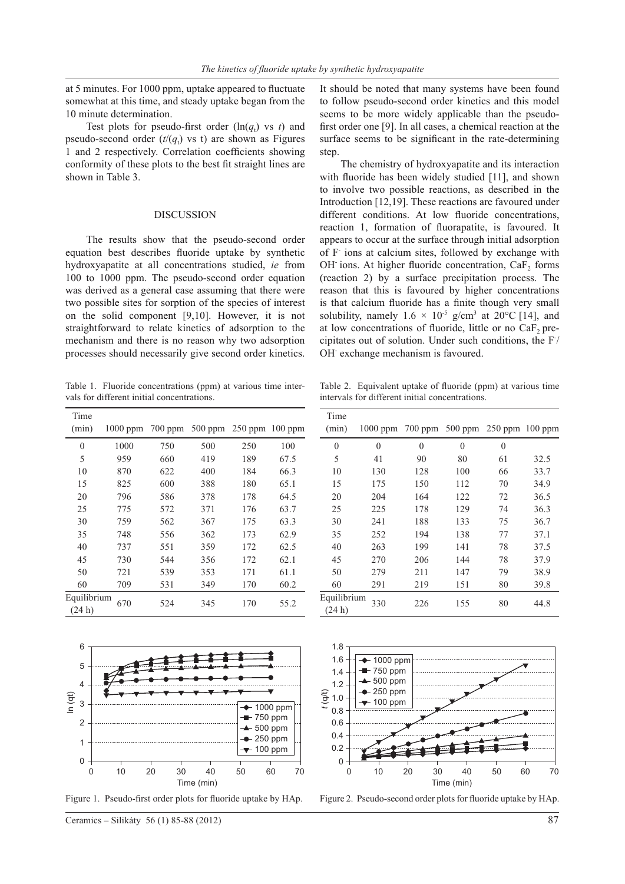at 5 minutes. For 1000 ppm, uptake appeared to fluctuate somewhat at this time, and steady uptake began from the 10 minute determination.

Test plots for pseudo-first order ($\ln(q_t)$ vs $t$) and pseudo-second order ($t/(q_t)$ vs t) are shown as Figures 1 and 2 respectively. Correlation coefficients showing conformity of these plots to the best fit straight lines are shown in Table 3.

## DISCUSSION

The results show that the pseudo-second order equation best describes fluoride uptake by synthetic hydroxyapatite at all concentrations studied, *ie* from 100 to 1000 ppm. The pseudo-second order equation was derived as a general case assuming that there were two possible sites for sorption of the species of interest on the solid component [9,10]. However, it is not straightforward to relate kinetics of adsorption to the mechanism and there is no reason why two adsorption processes should necessarily give second order kinetics.

It should be noted that many systems have been found to follow pseudo-second order kinetics and this model seems to be more widely applicable than the pseudo-first order one [9]. In all cases, a chemical reaction at the surface seems to be significant in the rate-determining step.

The chemistry of hydroxyapatite and its interaction with fluoride has been widely studied [11], and shown to involve two possible reactions, as described in the Introduction [12,19]. These reactions are favoured under different conditions. At low fluoride concentrations, reaction 1, formation of fluorapatite, is favoured. It appears to occur at the surface through initial adsorption of $F^-$ ions at calcium sites, followed by exchange with $OH^-$ ions. At higher fluoride concentration, $CaF_2$ forms (reaction 2) by a surface precipitation process. The reason that this is favoured by higher concentrations is that calcium fluoride has a finite though very small solubility, namely $1.6 \times 10^{-5}$ g/cm$^3$ at 20°C [14], and at low concentrations of fluoride, little or no $CaF_2$ precipitates out of solution. Under such conditions, the $F^-/OH^-$ exchange mechanism is favoured.

Table 1. Fluoride concentrations (ppm) at various time intervals for different initial concentrations.

| Time (min) | 1000 ppm | 700 ppm | 500 ppm | 250 ppm | 100 ppm |
|---|---|---|---|---|---|
| 0 | 1000 | 750 | 500 | 250 | 100 |
| 5 | 959 | 660 | 419 | 189 | 67.5 |
| 10 | 870 | 622 | 400 | 184 | 66.3 |
| 15 | 825 | 600 | 388 | 180 | 65.1 |
| 20 | 796 | 586 | 378 | 178 | 64.5 |
| 25 | 775 | 572 | 371 | 176 | 63.7 |
| 30 | 759 | 562 | 367 | 175 | 63.3 |
| 35 | 748 | 556 | 362 | 173 | 62.9 |
| 40 | 737 | 551 | 359 | 172 | 62.5 |
| 45 | 730 | 544 | 356 | 172 | 62.1 |
| 50 | 721 | 539 | 353 | 171 | 61.1 |
| 60 | 709 | 531 | 349 | 170 | 60.2 |
| Equilibrium (24 h) | 670 | 524 | 345 | 170 | 55.2 |

Table 2. Equivalent uptake of fluoride (ppm) at various time intervals for different initial concentrations.

| Time (min) | 1000 ppm | 700 ppm | 500 ppm | 250 ppm | 100 ppm |
|---|---|---|---|---|---|
| 0 | 0 | 0 | 0 | 0 | |
| 5 | 41 | 90 | 80 | 61 | 32.5 |
| 10 | 130 | 128 | 100 | 66 | 33.7 |
| 15 | 175 | 150 | 112 | 70 | 34.9 |
| 20 | 204 | 164 | 122 | 72 | 36.5 |
| 25 | 225 | 178 | 129 | 74 | 36.3 |
| 30 | 241 | 188 | 133 | 75 | 36.7 |
| 35 | 252 | 194 | 138 | 77 | 37.1 |
| 40 | 263 | 199 | 141 | 78 | 37.5 |
| 45 | 270 | 206 | 144 | 78 | 37.9 |
| 50 | 279 | 211 | 147 | 79 | 38.9 |
| 60 | 291 | 219 | 151 | 80 | 39.8 |
| Equilibrium (24 h) | 330 | 226 | 155 | 80 | 44.8 |

Figure 1. Pseudo-first order plots for fluoride uptake by HAp.

Figure 2. Pseudo-second order plots for fluoride uptake by HAp.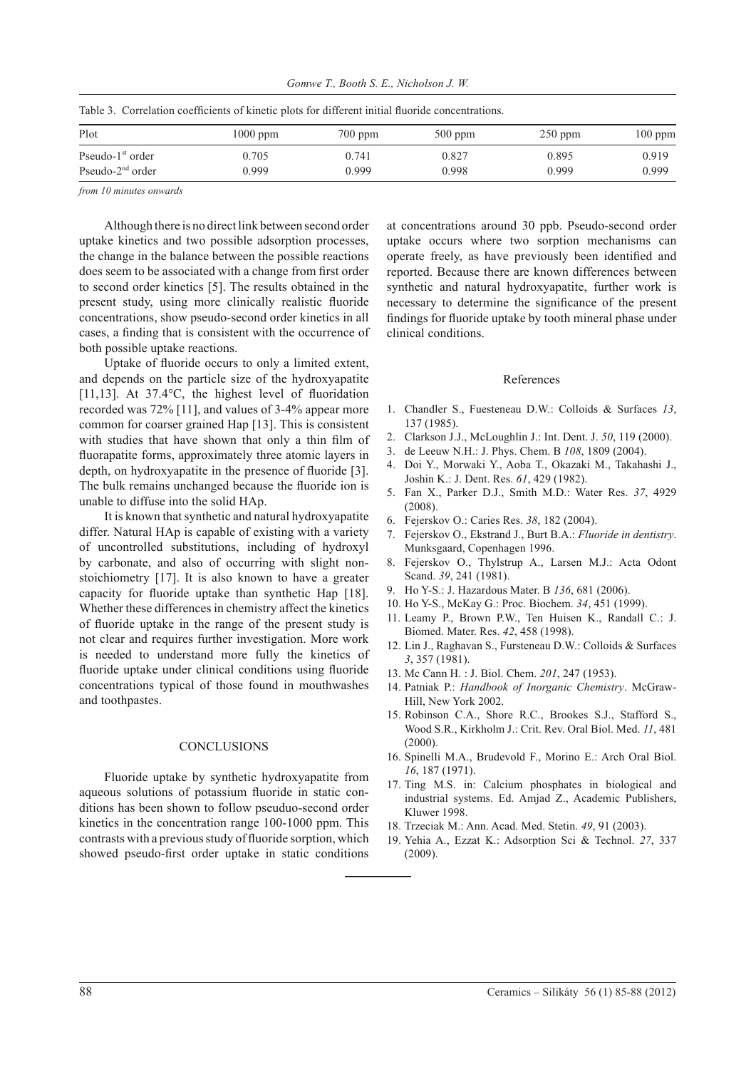Table 3. Correlation coefficients of kinetic plots for different initial fluoride concentrations.

| Plot | 1000 ppm | 700 ppm | 500 ppm | 250 ppm | 100 ppm |
|---|---|---|---|---|---|
| Pseudo-1st order | 0.705 | 0.741 | 0.827 | 0.895 | 0.919 |
| Pseudo-2nd order | 0.999 | 0.999 | 0.998 | 0.999 | 0.999 |

*from 10 minutes onwards*

Although there is no direct link between second order uptake kinetics and two possible adsorption processes, the change in the balance between the possible reactions does seem to be associated with a change from first order to second order kinetics [5]. The results obtained in the present study, using more clinically realistic fluoride concentrations, show pseudo-second order kinetics in all cases, a finding that is consistent with the occurrence of both possible uptake reactions.

Uptake of fluoride occurs to only a limited extent, and depends on the particle size of the hydroxyapatite [11,13]. At 37.4°C, the highest level of fluoridation recorded was 72% [11], and values of 3-4% appear more common for coarser grained Hap [13]. This is consistent with studies that have shown that only a thin film of fluorapatite forms, approximately three atomic layers in depth, on hydroxyapatite in the presence of fluoride [3]. The bulk remains unchanged because the fluoride ion is unable to diffuse into the solid HAp.

It is known that synthetic and natural hydroxyapatite differ. Natural HAp is capable of existing with a variety of uncontrolled substitutions, including of hydroxyl by carbonate, and also of occurring with slight non-stoichiometry [17]. It is also known to have a greater capacity for fluoride uptake than synthetic Hap [18]. Whether these differences in chemistry affect the kinetics of fluoride uptake in the range of the present study is not clear and requires further investigation. More work is needed to understand more fully the kinetics of fluoride uptake under clinical conditions using fluoride concentrations typical of those found in mouthwashes and toothpastes.

## CONCLUSIONS

Fluoride uptake by synthetic hydroxyapatite from aqueous solutions of potassium fluoride in static conditions has been shown to follow pseuduo-second order kinetics in the concentration range 100-1000 ppm. This contrasts with a previous study of fluoride sorption, which showed pseudo-first order uptake in static conditions at concentrations around 30 ppb. Pseudo-second order uptake occurs where two sorption mechanisms can operate freely, as have previously been identified and reported. Because there are known differences between synthetic and natural hydroxyapatite, further work is necessary to determine the significance of the present findings for fluoride uptake by tooth mineral phase under clinical conditions.

## References

1. Chandler S., Fuesteneau D.W.: Colloids & Surfaces *13*, 137 (1985).
2. Clarkson J.J., McLoughlin J.: Int. Dent. J. *50*, 119 (2000).
3. de Leeuw N.H.: J. Phys. Chem. B *108*, 1809 (2004).
4. Doi Y., Morwaki Y., Aoba T., Okazaki M., Takahashi J., Joshin K.: J. Dent. Res. *61*, 429 (1982).
5. Fan X., Parker D.J., Smith M.D.: Water Res. *37*, 4929 (2008).
6. Fejerskov O.: Caries Res. *38*, 182 (2004).
7. Fejerskov O., Ekstrand J., Burt B.A.: *Fluoride in dentistry*. Munksgaard, Copenhagen 1996.
8. Fejerskov O., Thylstrup A., Larsen M.J.: Acta Odont Scand. *39*, 241 (1981).
9. Ho Y-S.: J. Hazardous Mater. B *136*, 681 (2006).
10. Ho Y-S., McKay G.: Proc. Biochem. *34*, 451 (1999).
11. Leamy P., Brown P.W., Ten Huisen K., Randall C.: J. Biomed. Mater. Res. *42*, 458 (1998).
12. Lin J., Raghavan S., Fursteneau D.W.: Colloids & Surfaces *3*, 357 (1981).
13. Mc Cann H. : J. Biol. Chem. *201*, 247 (1953).
14. Patniak P.: *Handbook of Inorganic Chemistry*. McGraw-Hill, New York 2002.
15. Robinson C.A., Shore R.C., Brookes S.J., Stafford S., Wood S.R., Kirkholm J.: Crit. Rev. Oral Biol. Med. *11*, 481 (2000).
16. Spinelli M.A., Brudevold F., Morino E.: Arch Oral Biol. *16*, 187 (1971).
17. Ting M.S. in: Calcium phosphates in biological and industrial systems. Ed. Amjad Z., Academic Publishers, Kluwer 1998.
18. Trzeciak M.: Ann. Acad. Med. Stetin. *49*, 91 (2003).
19. Yehia A., Ezzat K.: Adsorption Sci & Technol. *27*, 337 (2009).